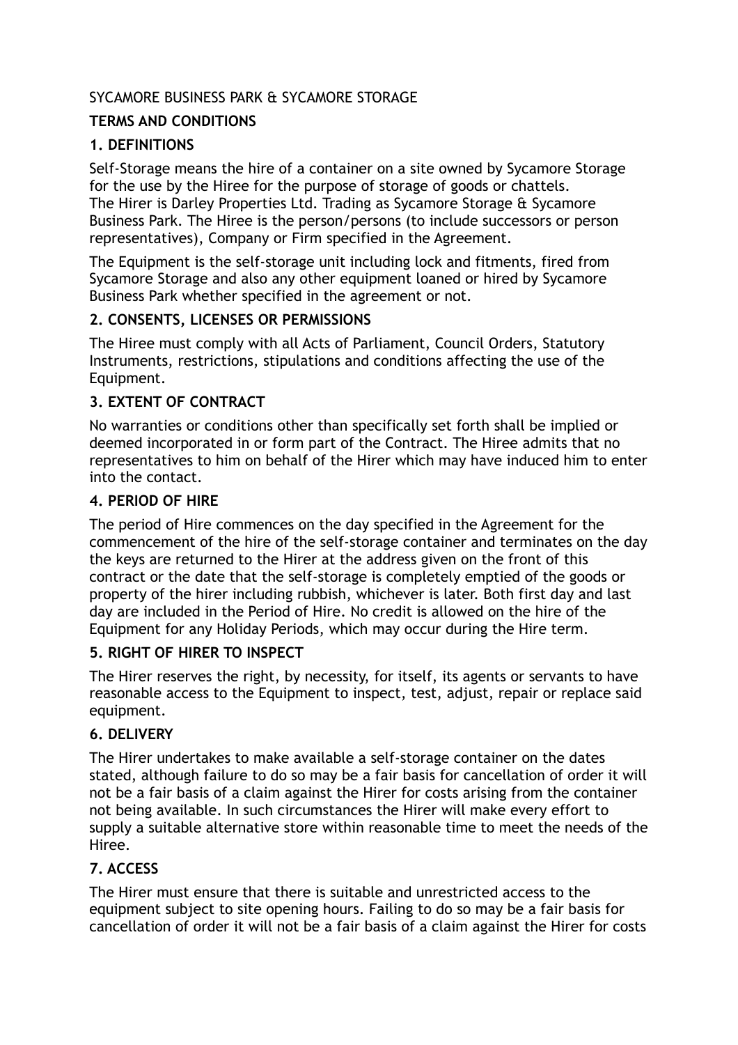SYCAMORE BUSINESS PARK & SYCAMORE STORAGE

**TERMS AND CONDITIONS**

**1. DEFINITIONS**

Self-Storage means the hire of a container on a site owned by Sycamore Storage for the use by the Hiree for the purpose of storage of goods or chattels. The Hirer is Darley Properties Ltd. Trading as Sycamore Storage & Sycamore Business Park. The Hiree is the person/persons (to include successors or person representatives), Company or Firm specified in the Agreement.

The Equipment is the self-storage unit including lock and fitments, fired from Sycamore Storage and also any other equipment loaned or hired by Sycamore Business Park whether specified in the agreement or not.

**2. CONSENTS, LICENSES OR PERMISSIONS**

The Hiree must comply with all Acts of Parliament, Council Orders, Statutory Instruments, restrictions, stipulations and conditions affecting the use of the Equipment.

**3. EXTENT OF CONTRACT**

No warranties or conditions other than specifically set forth shall be implied or deemed incorporated in or form part of the Contract. The Hiree admits that no representatives to him on behalf of the Hirer which may have induced him to enter into the contact.

**4. PERIOD OF HIRE**

The period of Hire commences on the day specified in the Agreement for the commencement of the hire of the self-storage container and terminates on the day the keys are returned to the Hirer at the address given on the front of this contract or the date that the self-storage is completely emptied of the goods or property of the hirer including rubbish, whichever is later. Both first day and last day are included in the Period of Hire. No credit is allowed on the hire of the Equipment for any Holiday Periods, which may occur during the Hire term.

**5. RIGHT OF HIRER TO INSPECT**

The Hirer reserves the right, by necessity, for itself, its agents or servants to have reasonable access to the Equipment to inspect, test, adjust, repair or replace said equipment.

**6. DELIVERY**

The Hirer undertakes to make available a self-storage container on the dates stated, although failure to do so may be a fair basis for cancellation of order it will not be a fair basis of a claim against the Hirer for costs arising from the container not being available. In such circumstances the Hirer will make every effort to supply a suitable alternative store within reasonable time to meet the needs of the Hiree.

**7. ACCESS**

The Hirer must ensure that there is suitable and unrestricted access to the equipment subject to site opening hours. Failing to do so may be a fair basis for cancellation of order it will not be a fair basis of a claim against the Hirer for costs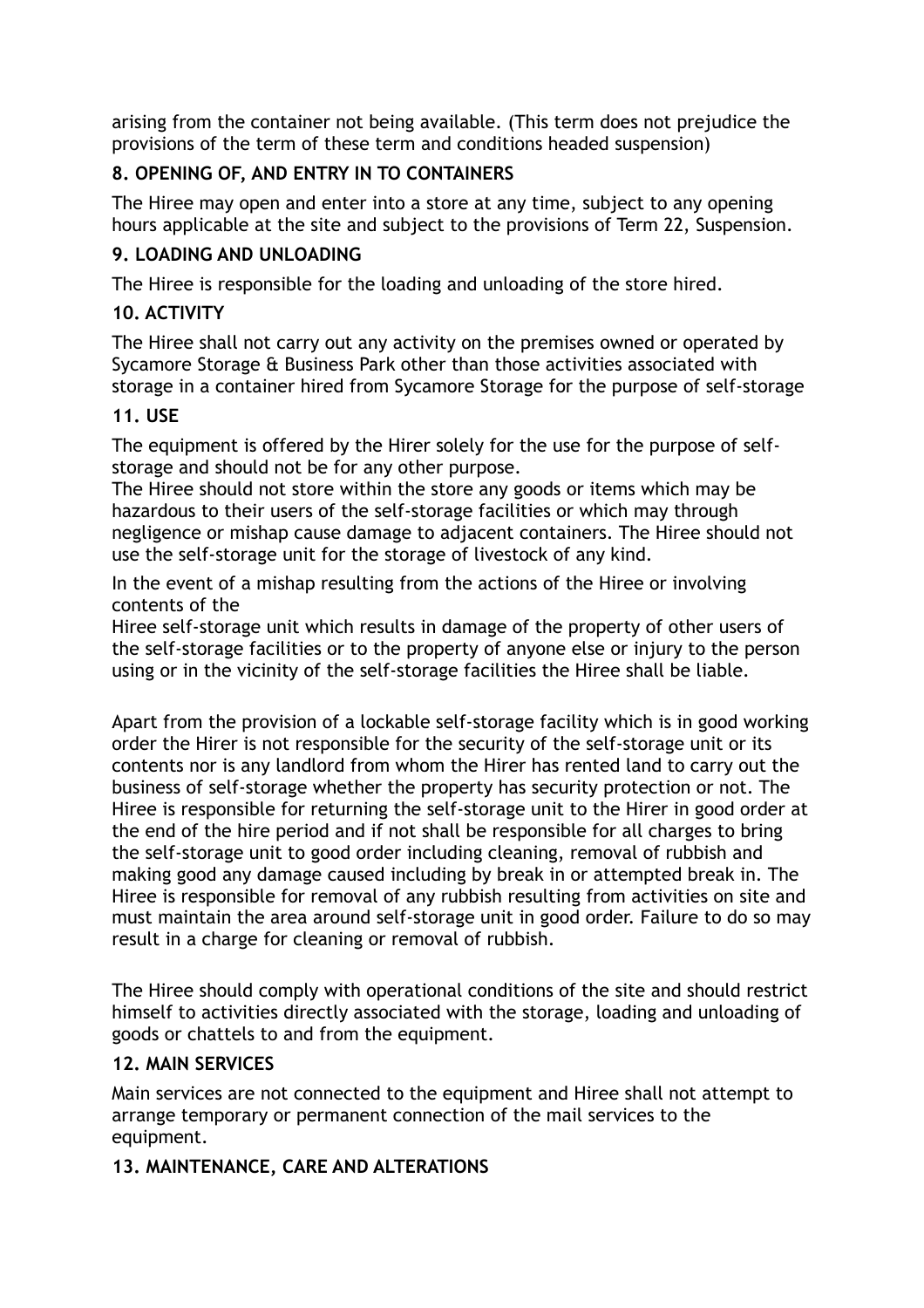arising from the container not being available. (This term does not prejudice the provisions of the term of these term and conditions headed suspension)

### 8. OPENING OF, AND ENTRY IN TO CONTAINERS

The Hiree may open and enter into a store at any time, subject to any opening hours applicable at the site and subject to the provisions of Term 22, Suspension.

### 9. LOADING AND UNLOADING

The Hiree is responsible for the loading and unloading of the store hired.

### 10. ACTIVITY

The Hiree shall not carry out any activity on the premises owned or operated by Sycamore Storage & Business Park other than those activities associated with storage in a container hired from Sycamore Storage for the purpose of self-storage

### 11. USE

The equipment is offered by the Hirer solely for the use for the purpose of self-storage and should not be for any other purpose.
The Hiree should not store within the store any goods or items which may be hazardous to their users of the self-storage facilities or which may through negligence or mishap cause damage to adjacent containers. The Hiree should not use the self-storage unit for the storage of livestock of any kind.

In the event of a mishap resulting from the actions of the Hiree or involving contents of the
Hiree self-storage unit which results in damage of the property of other users of the self-storage facilities or to the property of anyone else or injury to the person using or in the vicinity of the self-storage facilities the Hiree shall be liable.

Apart from the provision of a lockable self-storage facility which is in good working order the Hirer is not responsible for the security of the self-storage unit or its contents nor is any landlord from whom the Hirer has rented land to carry out the business of self-storage whether the property has security protection or not. The Hiree is responsible for returning the self-storage unit to the Hirer in good order at the end of the hire period and if not shall be responsible for all charges to bring the self-storage unit to good order including cleaning, removal of rubbish and making good any damage caused including by break in or attempted break in. The Hiree is responsible for removal of any rubbish resulting from activities on site and must maintain the area around self-storage unit in good order. Failure to do so may result in a charge for cleaning or removal of rubbish.

The Hiree should comply with operational conditions of the site and should restrict himself to activities directly associated with the storage, loading and unloading of goods or chattels to and from the equipment.

### 12. MAIN SERVICES

Main services are not connected to the equipment and Hiree shall not attempt to arrange temporary or permanent connection of the mail services to the equipment.

### 13. MAINTENANCE, CARE AND ALTERATIONS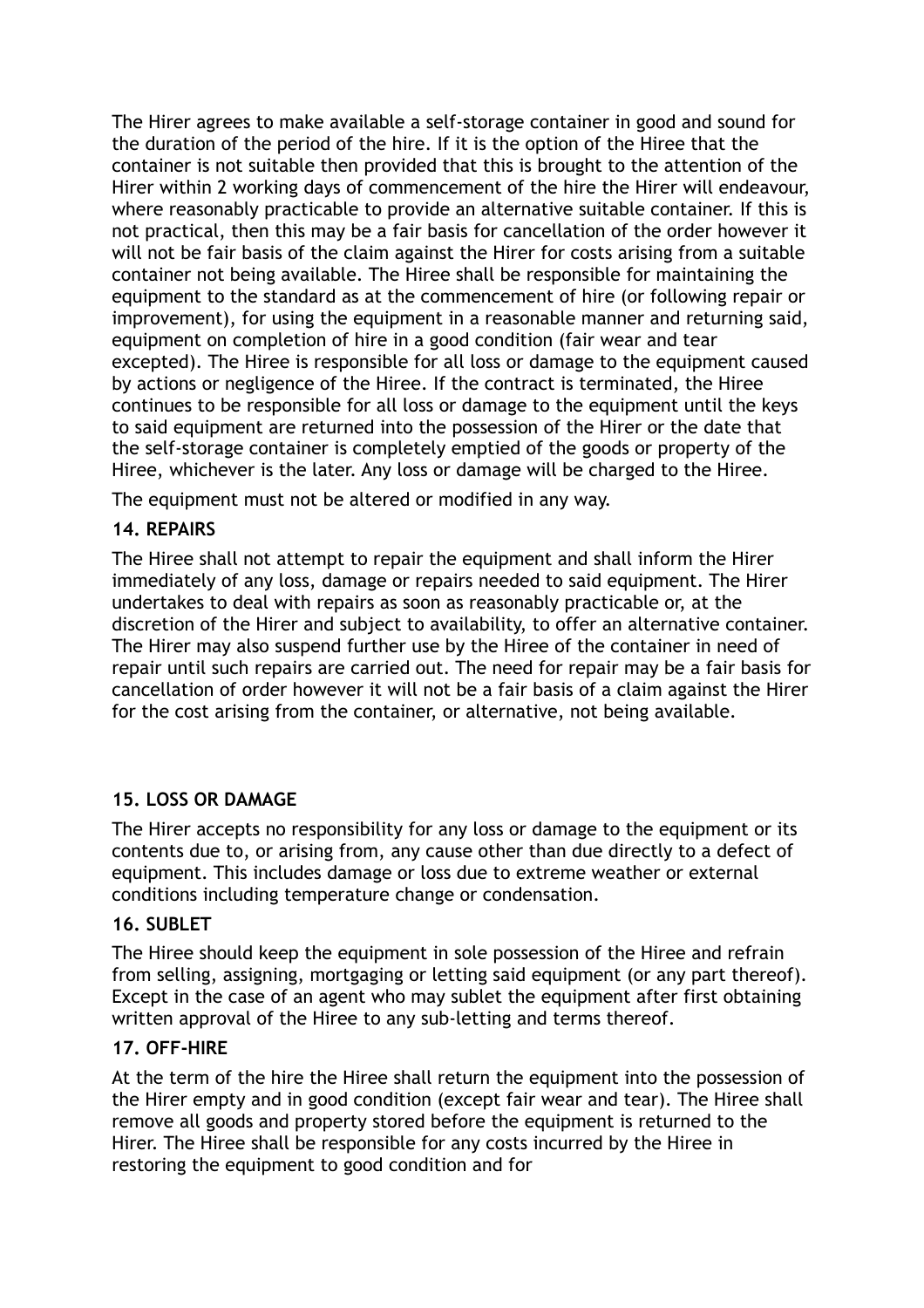The Hirer agrees to make available a self-storage container in good and sound for the duration of the period of the hire. If it is the option of the Hiree that the container is not suitable then provided that this is brought to the attention of the Hirer within 2 working days of commencement of the hire the Hirer will endeavour, where reasonably practicable to provide an alternative suitable container. If this is not practical, then this may be a fair basis for cancellation of the order however it will not be fair basis of the claim against the Hirer for costs arising from a suitable container not being available. The Hiree shall be responsible for maintaining the equipment to the standard as at the commencement of hire (or following repair or improvement), for using the equipment in a reasonable manner and returning said, equipment on completion of hire in a good condition (fair wear and tear excepted). The Hiree is responsible for all loss or damage to the equipment caused by actions or negligence of the Hiree. If the contract is terminated, the Hiree continues to be responsible for all loss or damage to the equipment until the keys to said equipment are returned into the possession of the Hirer or the date that the self-storage container is completely emptied of the goods or property of the Hiree, whichever is the later. Any loss or damage will be charged to the Hiree.

The equipment must not be altered or modified in any way.

**14. REPAIRS**

The Hiree shall not attempt to repair the equipment and shall inform the Hirer immediately of any loss, damage or repairs needed to said equipment. The Hirer undertakes to deal with repairs as soon as reasonably practicable or, at the discretion of the Hirer and subject to availability, to offer an alternative container. The Hirer may also suspend further use by the Hiree of the container in need of repair until such repairs are carried out. The need for repair may be a fair basis for cancellation of order however it will not be a fair basis of a claim against the Hirer for the cost arising from the container, or alternative, not being available.

**15. LOSS OR DAMAGE**

The Hirer accepts no responsibility for any loss or damage to the equipment or its contents due to, or arising from, any cause other than due directly to a defect of equipment. This includes damage or loss due to extreme weather or external conditions including temperature change or condensation.

**16. SUBLET**

The Hiree should keep the equipment in sole possession of the Hiree and refrain from selling, assigning, mortgaging or letting said equipment (or any part thereof). Except in the case of an agent who may sublet the equipment after first obtaining written approval of the Hiree to any sub-letting and terms thereof.

**17. OFF-HIRE**

At the term of the hire the Hiree shall return the equipment into the possession of the Hirer empty and in good condition (except fair wear and tear). The Hiree shall remove all goods and property stored before the equipment is returned to the Hirer. The Hiree shall be responsible for any costs incurred by the Hiree in restoring the equipment to good condition and for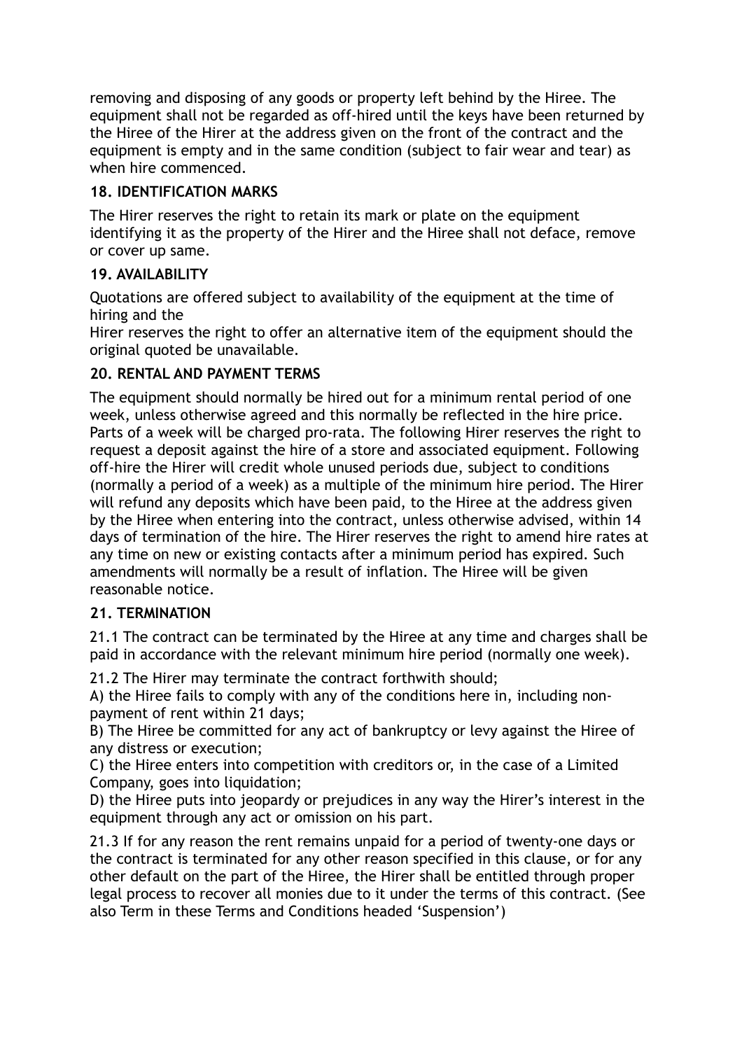removing and disposing of any goods or property left behind by the Hiree. The equipment shall not be regarded as off-hired until the keys have been returned by the Hiree of the Hirer at the address given on the front of the contract and the equipment is empty and in the same condition (subject to fair wear and tear) as when hire commenced.

### 18. IDENTIFICATION MARKS

The Hirer reserves the right to retain its mark or plate on the equipment identifying it as the property of the Hirer and the Hiree shall not deface, remove or cover up same.

### 19. AVAILABILITY

Quotations are offered subject to availability of the equipment at the time of hiring and the
Hirer reserves the right to offer an alternative item of the equipment should the original quoted be unavailable.

### 20. RENTAL AND PAYMENT TERMS

The equipment should normally be hired out for a minimum rental period of one week, unless otherwise agreed and this normally be reflected in the hire price. Parts of a week will be charged pro-rata. The following Hirer reserves the right to request a deposit against the hire of a store and associated equipment. Following off-hire the Hirer will credit whole unused periods due, subject to conditions (normally a period of a week) as a multiple of the minimum hire period. The Hirer will refund any deposits which have been paid, to the Hiree at the address given by the Hiree when entering into the contract, unless otherwise advised, within 14 days of termination of the hire. The Hirer reserves the right to amend hire rates at any time on new or existing contacts after a minimum period has expired. Such amendments will normally be a result of inflation. The Hiree will be given reasonable notice.

### 21. TERMINATION

21.1 The contract can be terminated by the Hiree at any time and charges shall be paid in accordance with the relevant minimum hire period (normally one week).

21.2 The Hirer may terminate the contract forthwith should;
A) the Hiree fails to comply with any of the conditions here in, including non-payment of rent within 21 days;
B) The Hiree be committed for any act of bankruptcy or levy against the Hiree of any distress or execution;
C) the Hiree enters into competition with creditors or, in the case of a Limited Company, goes into liquidation;
D) the Hiree puts into jeopardy or prejudices in any way the Hirer's interest in the equipment through any act or omission on his part.

21.3 If for any reason the rent remains unpaid for a period of twenty-one days or the contract is terminated for any other reason specified in this clause, or for any other default on the part of the Hiree, the Hirer shall be entitled through proper legal process to recover all monies due to it under the terms of this contract. (See also Term in these Terms and Conditions headed 'Suspension')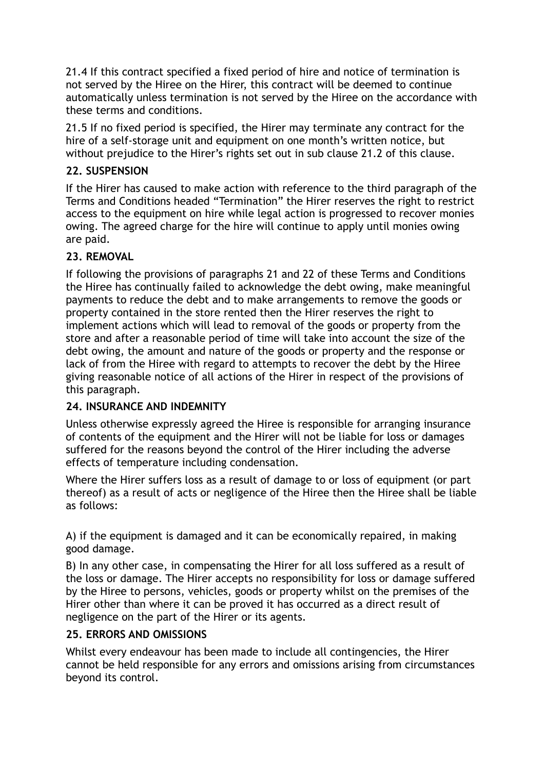21.4 If this contract specified a fixed period of hire and notice of termination is not served by the Hiree on the Hirer, this contract will be deemed to continue automatically unless termination is not served by the Hiree on the accordance with these terms and conditions.

21.5 If no fixed period is specified, the Hirer may terminate any contract for the hire of a self-storage unit and equipment on one month's written notice, but without prejudice to the Hirer's rights set out in sub clause 21.2 of this clause.

**22. SUSPENSION**

If the Hirer has caused to make action with reference to the third paragraph of the Terms and Conditions headed "Termination" the Hirer reserves the right to restrict access to the equipment on hire while legal action is progressed to recover monies owing. The agreed charge for the hire will continue to apply until monies owing are paid.

**23. REMOVAL**

If following the provisions of paragraphs 21 and 22 of these Terms and Conditions the Hiree has continually failed to acknowledge the debt owing, make meaningful payments to reduce the debt and to make arrangements to remove the goods or property contained in the store rented then the Hirer reserves the right to implement actions which will lead to removal of the goods or property from the store and after a reasonable period of time will take into account the size of the debt owing, the amount and nature of the goods or property and the response or lack of from the Hiree with regard to attempts to recover the debt by the Hiree giving reasonable notice of all actions of the Hirer in respect of the provisions of this paragraph.

**24. INSURANCE AND INDEMNITY**

Unless otherwise expressly agreed the Hiree is responsible for arranging insurance of contents of the equipment and the Hirer will not be liable for loss or damages suffered for the reasons beyond the control of the Hirer including the adverse effects of temperature including condensation.

Where the Hirer suffers loss as a result of damage to or loss of equipment (or part thereof) as a result of acts or negligence of the Hiree then the Hiree shall be liable as follows:

A) if the equipment is damaged and it can be economically repaired, in making good damage.

B) In any other case, in compensating the Hirer for all loss suffered as a result of the loss or damage. The Hirer accepts no responsibility for loss or damage suffered by the Hiree to persons, vehicles, goods or property whilst on the premises of the Hirer other than where it can be proved it has occurred as a direct result of negligence on the part of the Hirer or its agents.

**25. ERRORS AND OMISSIONS**

Whilst every endeavour has been made to include all contingencies, the Hirer cannot be held responsible for any errors and omissions arising from circumstances beyond its control.